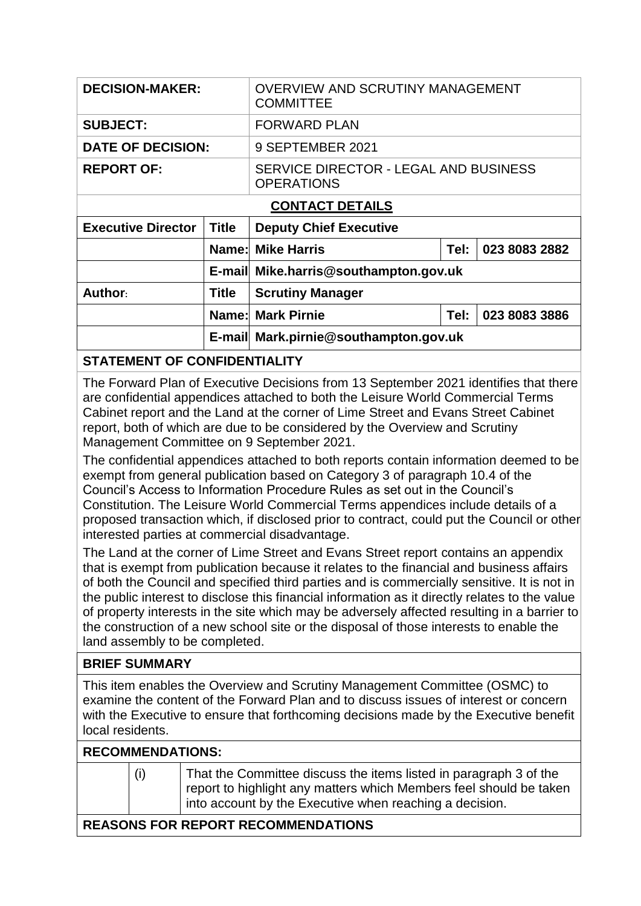| | |
|---|---|
| **DECISION-MAKER:** | OVERVIEW AND SCRUTINY MANAGEMENT COMMITTEE |
| **SUBJECT:** | FORWARD PLAN |
| **DATE OF DECISION:** | 9 SEPTEMBER 2021 |
| **REPORT OF:** | SERVICE DIRECTOR - LEGAL AND BUSINESS OPERATIONS |

**CONTACT DETAILS**

| | | | | |
|---|---|---|---|---|
| **Executive Director** | **Title** | **Deputy Chief Executive** | | |
| | **Name:** | **Mike Harris** | **Tel:** | **023 8083 2882** |
| | **E-mail** | **Mike.harris@southampton.gov.uk** | | |
| **Author:** | **Title** | **Scrutiny Manager** | | |
| | **Name:** | **Mark Pirnie** | **Tel:** | **023 8083 3886** |
| | **E-mail** | **Mark.pirnie@southampton.gov.uk** | | |

**STATEMENT OF CONFIDENTIALITY**

The Forward Plan of Executive Decisions from 13 September 2021 identifies that there are confidential appendices attached to both the Leisure World Commercial Terms Cabinet report and the Land at the corner of Lime Street and Evans Street Cabinet report, both of which are due to be considered by the Overview and Scrutiny Management Committee on 9 September 2021.

The confidential appendices attached to both reports contain information deemed to be exempt from general publication based on Category 3 of paragraph 10.4 of the Council's Access to Information Procedure Rules as set out in the Council's Constitution. The Leisure World Commercial Terms appendices include details of a proposed transaction which, if disclosed prior to contract, could put the Council or other interested parties at commercial disadvantage.

The Land at the corner of Lime Street and Evans Street report contains an appendix that is exempt from publication because it relates to the financial and business affairs of both the Council and specified third parties and is commercially sensitive. It is not in the public interest to disclose this financial information as it directly relates to the value of property interests in the site which may be adversely affected resulting in a barrier to the construction of a new school site or the disposal of those interests to enable the land assembly to be completed.

**BRIEF SUMMARY**

This item enables the Overview and Scrutiny Management Committee (OSMC) to examine the content of the Forward Plan and to discuss issues of interest or concern with the Executive to ensure that forthcoming decisions made by the Executive benefit local residents.

**RECOMMENDATIONS:**

| | | |
|---|---|---|
| | (i) | That the Committee discuss the items listed in paragraph 3 of the report to highlight any matters which Members feel should be taken into account by the Executive when reaching a decision. |

**REASONS FOR REPORT RECOMMENDATIONS**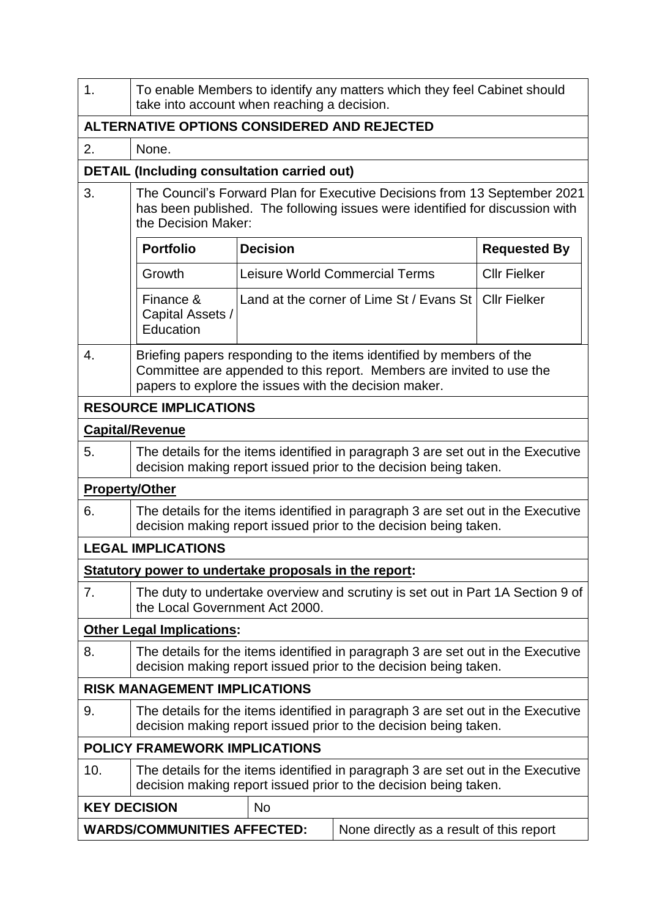| | |
|---|---|
| 1. | To enable Members to identify any matters which they feel Cabinet should take into account when reaching a decision. |

**ALTERNATIVE OPTIONS CONSIDERED AND REJECTED**

| | |
|---|---|
| 2. | None. |

**DETAIL (Including consultation carried out)**

| | |
|---|---|
| 3. | The Council's Forward Plan for Executive Decisions from 13 September 2021 has been published. The following issues were identified for discussion with the Decision Maker: |

| Portfolio | Decision | Requested By |
|---|---|---|
| Growth | Leisure World Commercial Terms | Cllr Fielker |
| Finance & Capital Assets / Education | Land at the corner of Lime St / Evans St | Cllr Fielker |

| | |
|---|---|
| 4. | Briefing papers responding to the items identified by members of the Committee are appended to this report. Members are invited to use the papers to explore the issues with the decision maker. |

**RESOURCE IMPLICATIONS**

**Capital/Revenue**

| | |
|---|---|
| 5. | The details for the items identified in paragraph 3 are set out in the Executive decision making report issued prior to the decision being taken. |

**Property/Other**

| | |
|---|---|
| 6. | The details for the items identified in paragraph 3 are set out in the Executive decision making report issued prior to the decision being taken. |

**LEGAL IMPLICATIONS**

**Statutory power to undertake proposals in the report:**

| | |
|---|---|
| 7. | The duty to undertake overview and scrutiny is set out in Part 1A Section 9 of the Local Government Act 2000. |

**Other Legal Implications:**

| | |
|---|---|
| 8. | The details for the items identified in paragraph 3 are set out in the Executive decision making report issued prior to the decision being taken. |

**RISK MANAGEMENT IMPLICATIONS**

| | |
|---|---|
| 9. | The details for the items identified in paragraph 3 are set out in the Executive decision making report issued prior to the decision being taken. |

**POLICY FRAMEWORK IMPLICATIONS**

| | |
|---|---|
| 10. | The details for the items identified in paragraph 3 are set out in the Executive decision making report issued prior to the decision being taken. |

| | |
|---|---|
| **KEY DECISION** | No |
| **WARDS/COMMUNITIES AFFECTED:** | None directly as a result of this report |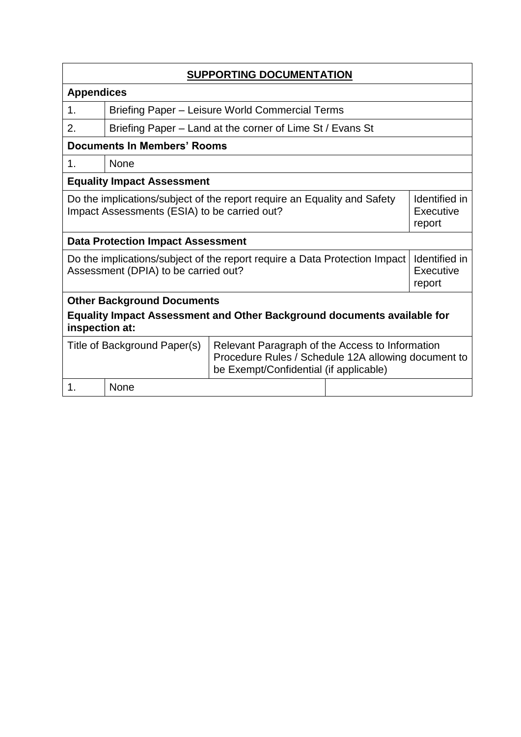| **SUPPORTING DOCUMENTATION** | | |
|---|---|---|
| **Appendices** | | |
| 1. | Briefing Paper – Leisure World Commercial Terms | |
| 2. | Briefing Paper – Land at the corner of Lime St / Evans St | |
| **Documents In Members' Rooms** | | |
| 1. | None | |
| **Equality Impact Assessment** | | |
| Do the implications/subject of the report require an Equality and Safety Impact Assessments (ESIA) to be carried out? | | Identified in Executive report |
| **Data Protection Impact Assessment** | | |
| Do the implications/subject of the report require a Data Protection Impact Assessment (DPIA) to be carried out? | | Identified in Executive report |
| **Other Background Documents** | | |
| **Equality Impact Assessment and Other Background documents available for inspection at:** | | |
| Title of Background Paper(s) | Relevant Paragraph of the Access to Information Procedure Rules / Schedule 12A allowing document to be Exempt/Confidential (if applicable) | |
| 1. | None | |